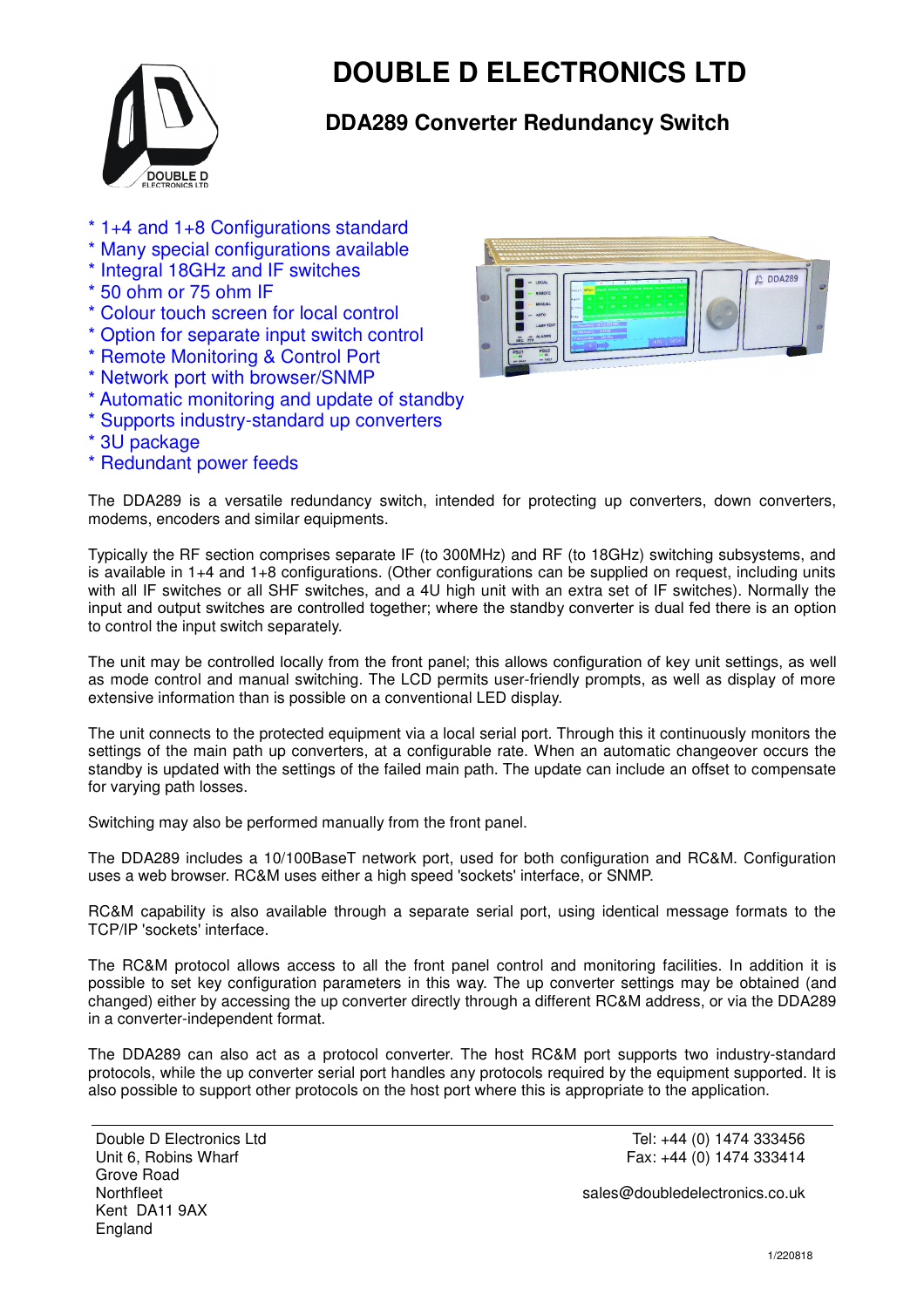# DOUBLE D ELECTRONICS LTD

## DDA289 Converter Redundancy Switch

* 1+4 and 1+8 Configurations standard
* Many special configurations available
* Integral 18GHz and IF switches
* 50 ohm or 75 ohm IF
* Colour touch screen for local control
* Option for separate input switch control
* Remote Monitoring & Control Port
* Network port with browser/SNMP
* Automatic monitoring and update of standby
* Supports industry-standard up converters
* 3U package
* Redundant power feeds

The DDA289 is a versatile redundancy switch, intended for protecting up converters, down converters, modems, encoders and similar equipments.

Typically the RF section comprises separate IF (to 300MHz) and RF (to 18GHz) switching subsystems, and is available in 1+4 and 1+8 configurations. (Other configurations can be supplied on request, including units with all IF switches or all SHF switches, and a 4U high unit with an extra set of IF switches). Normally the input and output switches are controlled together; where the standby converter is dual fed there is an option to control the input switch separately.

The unit may be controlled locally from the front panel; this allows configuration of key unit settings, as well as mode control and manual switching. The LCD permits user-friendly prompts, as well as display of more extensive information than is possible on a conventional LED display.

The unit connects to the protected equipment via a local serial port. Through this it continuously monitors the settings of the main path up converters, at a configurable rate. When an automatic changeover occurs the standby is updated with the settings of the failed main path. The update can include an offset to compensate for varying path losses.

Switching may also be performed manually from the front panel.

The DDA289 includes a 10/100BaseT network port, used for both configuration and RC&M. Configuration uses a web browser. RC&M uses either a high speed 'sockets' interface, or SNMP.

RC&M capability is also available through a separate serial port, using identical message formats to the TCP/IP 'sockets' interface.

The RC&M protocol allows access to all the front panel control and monitoring facilities. In addition it is possible to set key configuration parameters in this way. The up converter settings may be obtained (and changed) either by accessing the up converter directly through a different RC&M address, or via the DDA289 in a converter-independent format.

The DDA289 can also act as a protocol converter. The host RC&M port supports two industry-standard protocols, while the up converter serial port handles any protocols required by the equipment supported. It is also possible to support other protocols on the host port where this is appropriate to the application.

---

Double D Electronics Ltd
Unit 6, Robins Wharf
Grove Road
Northfleet
Kent DA11 9AX
England

Tel: +44 (0) 1474 333456
Fax: +44 (0) 1474 333414

sales@doubledelectronics.co.uk

1/220818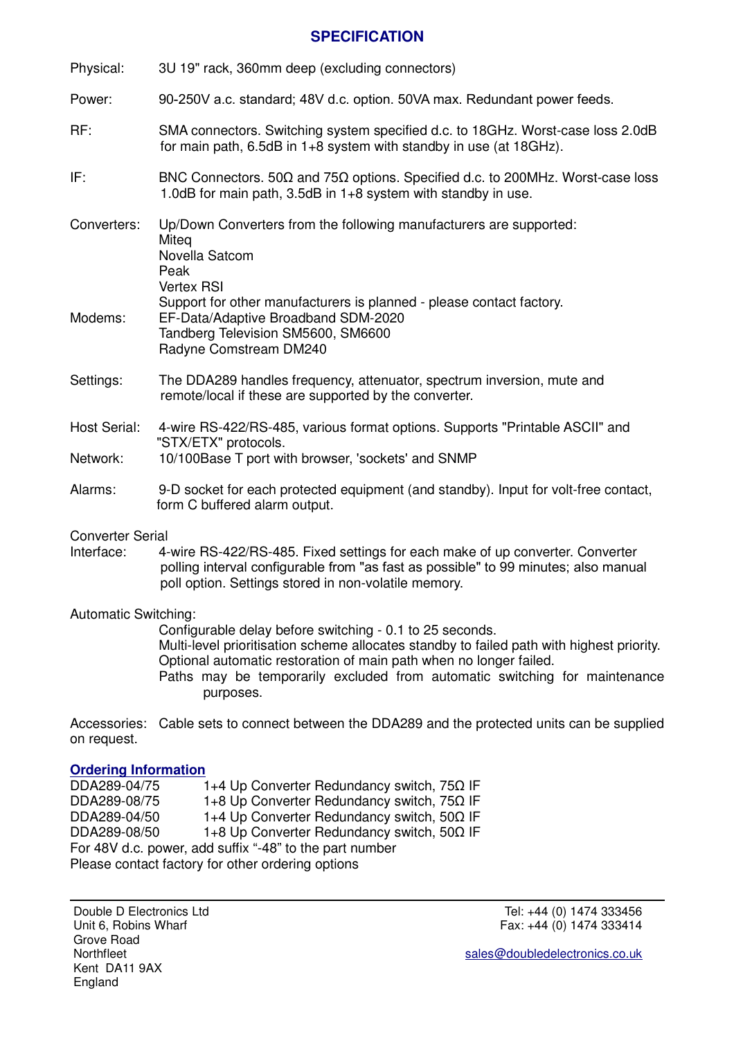## SPECIFICATION

**Physical:** 3U 19" rack, 360mm deep (excluding connectors)

**Power:** 90-250V a.c. standard; 48V d.c. option. 50VA max. Redundant power feeds.

**RF:** SMA connectors. Switching system specified d.c. to 18GHz. Worst-case loss 2.0dB for main path, 6.5dB in 1+8 system with standby in use (at 18GHz).

**IF:** BNC Connectors. 50Ω and 75Ω options. Specified d.c. to 200MHz. Worst-case loss 1.0dB for main path, 3.5dB in 1+8 system with standby in use.

**Converters:** Up/Down Converters from the following manufacturers are supported:
Miteq
Novella Satcom
Peak
Vertex RSI
Support for other manufacturers is planned - please contact factory.

**Modems:** EF-Data/Adaptive Broadband SDM-2020
Tandberg Television SM5600, SM6600
Radyne Comstream DM240

**Settings:** The DDA289 handles frequency, attenuator, spectrum inversion, mute and remote/local if these are supported by the converter.

**Host Serial:** 4-wire RS-422/RS-485, various format options. Supports "Printable ASCII" and "STX/ETX" protocols.

**Network:** 10/100Base T port with browser, 'sockets' and SNMP

**Alarms:** 9-D socket for each protected equipment (and standby). Input for volt-free contact, form C buffered alarm output.

**Converter Serial Interface:** 4-wire RS-422/RS-485. Fixed settings for each make of up converter. Converter polling interval configurable from "as fast as possible" to 99 minutes; also manual poll option. Settings stored in non-volatile memory.

**Automatic Switching:**
Configurable delay before switching - 0.1 to 25 seconds.
Multi-level prioritisation scheme allocates standby to failed path with highest priority.
Optional automatic restoration of main path when no longer failed.
Paths may be temporarily excluded from automatic switching for maintenance purposes.

**Accessories:** Cable sets to connect between the DDA289 and the protected units can be supplied on request.

### Ordering Information

| | |
|---|---|
| DDA289-04/75 | 1+4 Up Converter Redundancy switch, 75Ω IF |
| DDA289-08/75 | 1+8 Up Converter Redundancy switch, 75Ω IF |
| DDA289-04/50 | 1+4 Up Converter Redundancy switch, 50Ω IF |
| DDA289-08/50 | 1+8 Up Converter Redundancy switch, 50Ω IF |

For 48V d.c. power, add suffix "-48" to the part number
Please contact factory for other ordering options

Double D Electronics Ltd
Unit 6, Robins Wharf
Grove Road
Northfleet
Kent DA11 9AX
England

Tel: +44 (0) 1474 333456
Fax: +44 (0) 1474 333414

sales@doubledelectronics.co.uk